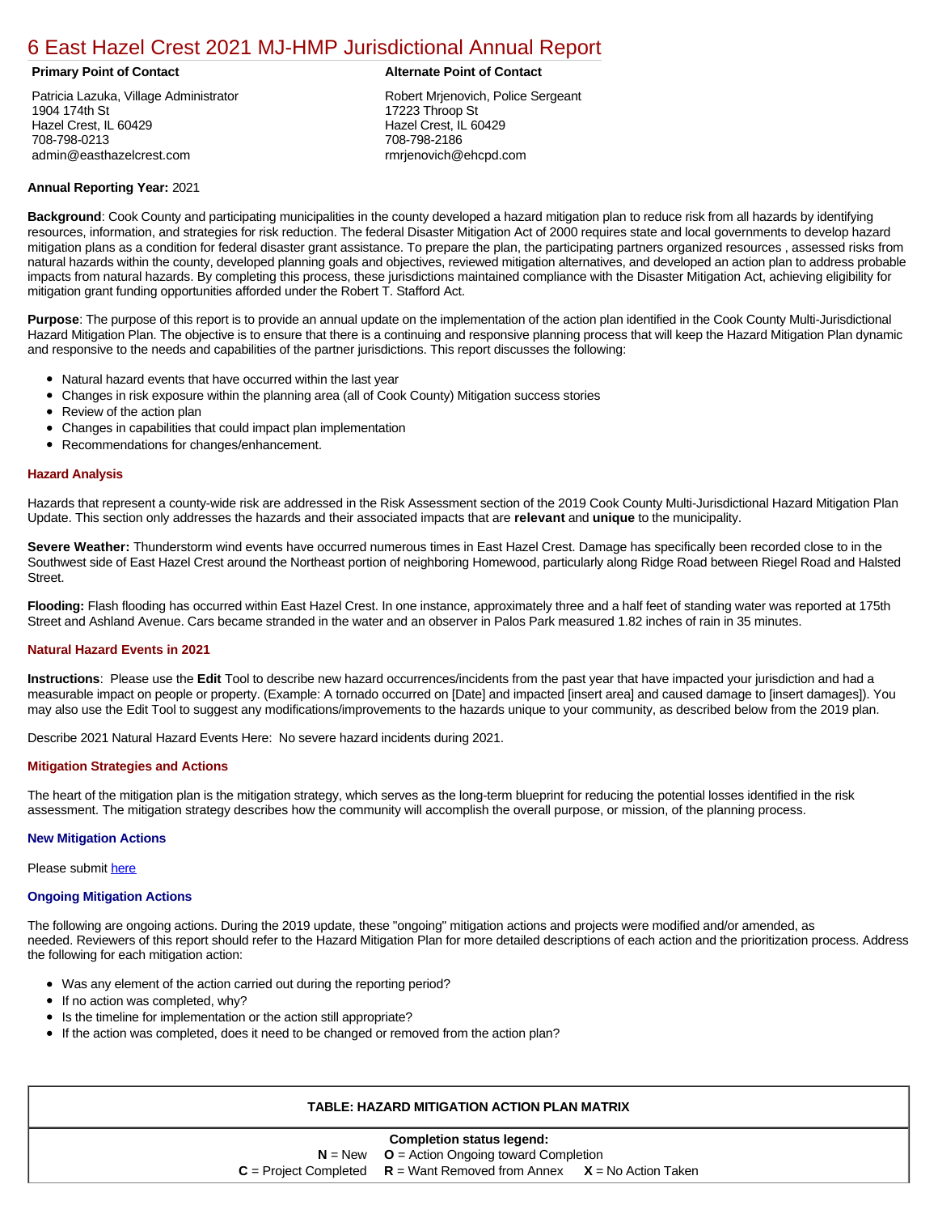# 6 East Hazel Crest 2021 MJ-HMP Jurisdictional Annual Report

| **Primary Point of Contact** | **Alternate Point of Contact** |
|---|---|
| Patricia Lazuka, Village Administrator<br>1904 174th St<br>Hazel Crest, IL 60429<br>708-798-0213<br>admin@easthazelcrest.com | Robert Mrjenovich, Police Sergeant<br>17223 Throop St<br>Hazel Crest, IL 60429<br>708-798-2186<br>rmrjenovich@ehcpd.com |

**Annual Reporting Year:** 2021

**Background**: Cook County and participating municipalities in the county developed a hazard mitigation plan to reduce risk from all hazards by identifying resources, information, and strategies for risk reduction. The federal Disaster Mitigation Act of 2000 requires state and local governments to develop hazard mitigation plans as a condition for federal disaster grant assistance. To prepare the plan, the participating partners organized resources , assessed risks from natural hazards within the county, developed planning goals and objectives, reviewed mitigation alternatives, and developed an action plan to address probable impacts from natural hazards. By completing this process, these jurisdictions maintained compliance with the Disaster Mitigation Act, achieving eligibility for mitigation grant funding opportunities afforded under the Robert T. Stafford Act.

**Purpose**: The purpose of this report is to provide an annual update on the implementation of the action plan identified in the Cook County Multi-Jurisdictional Hazard Mitigation Plan. The objective is to ensure that there is a continuing and responsive planning process that will keep the Hazard Mitigation Plan dynamic and responsive to the needs and capabilities of the partner jurisdictions. This report discusses the following:

- Natural hazard events that have occurred within the last year
- Changes in risk exposure within the planning area (all of Cook County) Mitigation success stories
- Review of the action plan
- Changes in capabilities that could impact plan implementation
- Recommendations for changes/enhancement.

### Hazard Analysis

Hazards that represent a county-wide risk are addressed in the Risk Assessment section of the 2019 Cook County Multi-Jurisdictional Hazard Mitigation Plan Update. This section only addresses the hazards and their associated impacts that are **relevant** and **unique** to the municipality.

**Severe Weather:** Thunderstorm wind events have occurred numerous times in East Hazel Crest. Damage has specifically been recorded close to in the Southwest side of East Hazel Crest around the Northeast portion of neighboring Homewood, particularly along Ridge Road between Riegel Road and Halsted Street.

**Flooding:** Flash flooding has occurred within East Hazel Crest. In one instance, approximately three and a half feet of standing water was reported at 175th Street and Ashland Avenue. Cars became stranded in the water and an observer in Palos Park measured 1.82 inches of rain in 35 minutes.

### Natural Hazard Events in 2021

**Instructions**: Please use the **Edit** Tool to describe new hazard occurrences/incidents from the past year that have impacted your jurisdiction and had a measurable impact on people or property. (Example: A tornado occurred on [Date] and impacted [insert area] and caused damage to [insert damages]). You may also use the Edit Tool to suggest any modifications/improvements to the hazards unique to your community, as described below from the 2019 plan.

Describe 2021 Natural Hazard Events Here: No severe hazard incidents during 2021.

### Mitigation Strategies and Actions

The heart of the mitigation plan is the mitigation strategy, which serves as the long-term blueprint for reducing the potential losses identified in the risk assessment. The mitigation strategy describes how the community will accomplish the overall purpose, or mission, of the planning process.

### New Mitigation Actions

Please submit here

### Ongoing Mitigation Actions

The following are ongoing actions. During the 2019 update, these "ongoing" mitigation actions and projects were modified and/or amended, as needed. Reviewers of this report should refer to the Hazard Mitigation Plan for more detailed descriptions of each action and the prioritization process. Address the following for each mitigation action:

- Was any element of the action carried out during the reporting period?
- If no action was completed, why?
- Is the timeline for implementation or the action still appropriate?
- If the action was completed, does it need to be changed or removed from the action plan?

**TABLE: HAZARD MITIGATION ACTION PLAN MATRIX**

**Completion status legend:**

**N** = New **O** = Action Ongoing toward Completion

**C** = Project Completed **R** = Want Removed from Annex **X** = No Action Taken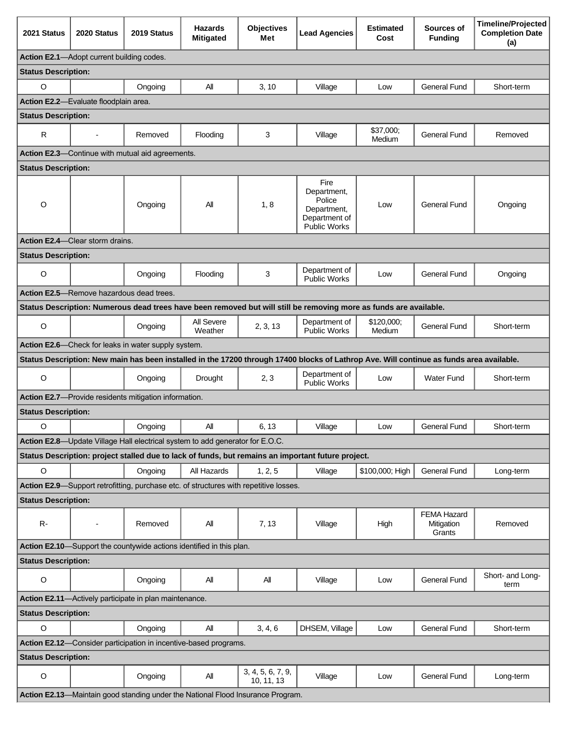| 2021 Status | 2020 Status | 2019 Status | Hazards Mitigated | Objectives Met | Lead Agencies | Estimated Cost | Sources of Funding | Timeline/Projected Completion Date (a) |
|---|---|---|---|---|---|---|---|---|
| **Action E2.1**—Adopt current building codes. | | | | | | | | |
| **Status Description:** | | | | | | | | |
| O | | Ongoing | All | 3, 10 | Village | Low | General Fund | Short-term |
| **Action E2.2**—Evaluate floodplain area. | | | | | | | | |
| **Status Description:** | | | | | | | | |
| R | - | Removed | Flooding | 3 | Village | $37,000; Medium | General Fund | Removed |
| **Action E2.3**—Continue with mutual aid agreements. | | | | | | | | |
| **Status Description:** | | | | | | | | |
| O | | Ongoing | All | 1, 8 | Fire Department, Police Department, Department of Public Works | Low | General Fund | Ongoing |
| **Action E2.4**—Clear storm drains. | | | | | | | | |
| **Status Description:** | | | | | | | | |
| O | | Ongoing | Flooding | 3 | Department of Public Works | Low | General Fund | Ongoing |
| **Action E2.5**—Remove hazardous dead trees. | | | | | | | | |
| **Status Description: Numerous dead trees have been removed but will still be removing more as funds are available.** | | | | | | | | |
| O | | Ongoing | All Severe Weather | 2, 3, 13 | Department of Public Works | $120,000; Medium | General Fund | Short-term |
| **Action E2.6**—Check for leaks in water supply system. | | | | | | | | |
| **Status Description: New main has been installed in the 17200 through 17400 blocks of Lathrop Ave. Will continue as funds area available.** | | | | | | | | |
| O | | Ongoing | Drought | 2, 3 | Department of Public Works | Low | Water Fund | Short-term |
| **Action E2.7**—Provide residents mitigation information. | | | | | | | | |
| **Status Description:** | | | | | | | | |
| O | | Ongoing | All | 6, 13 | Village | Low | General Fund | Short-term |
| **Action E2.8**—Update Village Hall electrical system to add generator for E.O.C. | | | | | | | | |
| **Status Description: project stalled due to lack of funds, but remains an important future project.** | | | | | | | | |
| O | | Ongoing | All Hazards | 1, 2, 5 | Village | $100,000; High | General Fund | Long-term |
| **Action E2.9**—Support retrofitting, purchase etc. of structures with repetitive losses. | | | | | | | | |
| **Status Description:** | | | | | | | | |
| R- | - | Removed | All | 7, 13 | Village | High | FEMA Hazard Mitigation Grants | Removed |
| **Action E2.10**—Support the countywide actions identified in this plan. | | | | | | | | |
| **Status Description:** | | | | | | | | |
| O | | Ongoing | All | All | Village | Low | General Fund | Short- and Long-term |
| **Action E2.11**—Actively participate in plan maintenance. | | | | | | | | |
| **Status Description:** | | | | | | | | |
| O | | Ongoing | All | 3, 4, 6 | DHSEM, Village | Low | General Fund | Short-term |
| **Action E2.12**—Consider participation in incentive-based programs. | | | | | | | | |
| **Status Description:** | | | | | | | | |
| O | | Ongoing | All | 3, 4, 5, 6, 7, 9, 10, 11, 13 | Village | Low | General Fund | Long-term |
| **Action E2.13**—Maintain good standing under the National Flood Insurance Program. | | | | | | | | |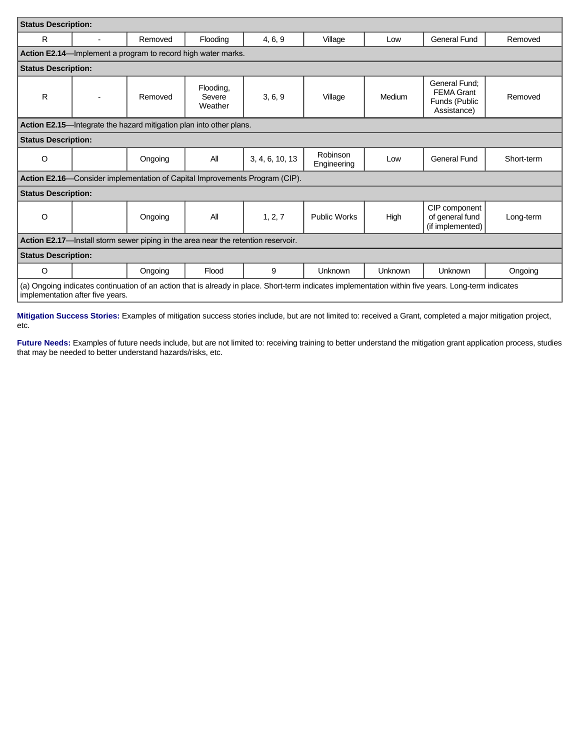| | | | | | | | | |
|---|---|---|---|---|---|---|---|---|
| **Status Description:** | | | | | | | | |
| R | - | Removed | Flooding | 4, 6, 9 | Village | Low | General Fund | Removed |
| **Action E2.14**—Implement a program to record high water marks. | | | | | | | | |
| **Status Description:** | | | | | | | | |
| R | - | Removed | Flooding, Severe Weather | 3, 6, 9 | Village | Medium | General Fund; FEMA Grant Funds (Public Assistance) | Removed |
| **Action E2.15**—Integrate the hazard mitigation plan into other plans. | | | | | | | | |
| **Status Description:** | | | | | | | | |
| O | | Ongoing | All | 3, 4, 6, 10, 13 | Robinson Engineering | Low | General Fund | Short-term |
| **Action E2.16**—Consider implementation of Capital Improvements Program (CIP). | | | | | | | | |
| **Status Description:** | | | | | | | | |
| O | | Ongoing | All | 1, 2, 7 | Public Works | High | CIP component of general fund (if implemented) | Long-term |
| **Action E2.17**—Install storm sewer piping in the area near the retention reservoir. | | | | | | | | |
| **Status Description:** | | | | | | | | |
| O | | Ongoing | Flood | 9 | Unknown | Unknown | Unknown | Ongoing |
| (a) Ongoing indicates continuation of an action that is already in place. Short-term indicates implementation within five years. Long-term indicates implementation after five years. | | | | | | | | |

**Mitigation Success Stories:** Examples of mitigation success stories include, but are not limited to: received a Grant, completed a major mitigation project, etc.

**Future Needs:** Examples of future needs include, but are not limited to: receiving training to better understand the mitigation grant application process, studies that may be needed to better understand hazards/risks, etc.